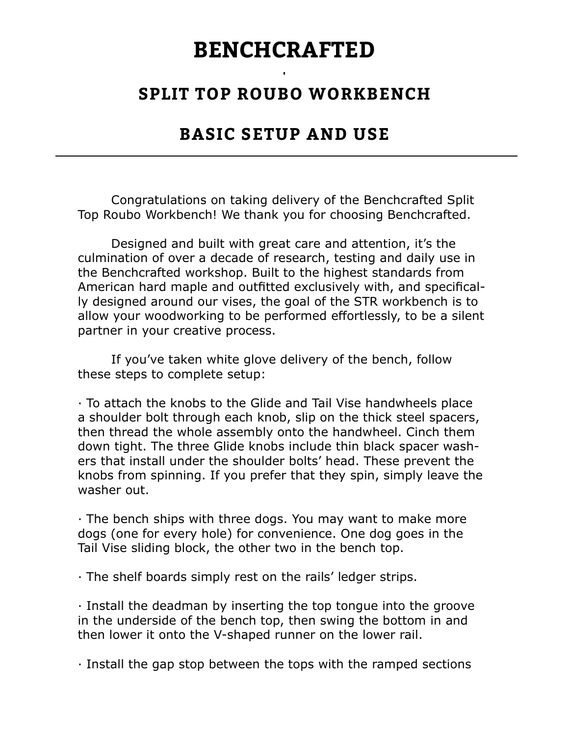# BENCHCRAFTED

## SPLIT TOP ROUBO WORKBENCH

## BASIC SETUP AND USE

---

Congratulations on taking delivery of the Benchcrafted Split Top Roubo Workbench! We thank you for choosing Benchcrafted.

Designed and built with great care and attention, it's the culmination of over a decade of research, testing and daily use in the Benchcrafted workshop. Built to the highest standards from American hard maple and outfitted exclusively with, and specifically designed around our vises, the goal of the STR workbench is to allow your woodworking to be performed effortlessly, to be a silent partner in your creative process.

If you've taken white glove delivery of the bench, follow these steps to complete setup:

· To attach the knobs to the Glide and Tail Vise handwheels place a shoulder bolt through each knob, slip on the thick steel spacers, then thread the whole assembly onto the handwheel. Cinch them down tight. The three Glide knobs include thin black spacer washers that install under the shoulder bolts' head. These prevent the knobs from spinning. If you prefer that they spin, simply leave the washer out.

· The bench ships with three dogs. You may want to make more dogs (one for every hole) for convenience. One dog goes in the Tail Vise sliding block, the other two in the bench top.

· The shelf boards simply rest on the rails' ledger strips.

· Install the deadman by inserting the top tongue into the groove in the underside of the bench top, then swing the bottom in and then lower it onto the V-shaped runner on the lower rail.

· Install the gap stop between the tops with the ramped sections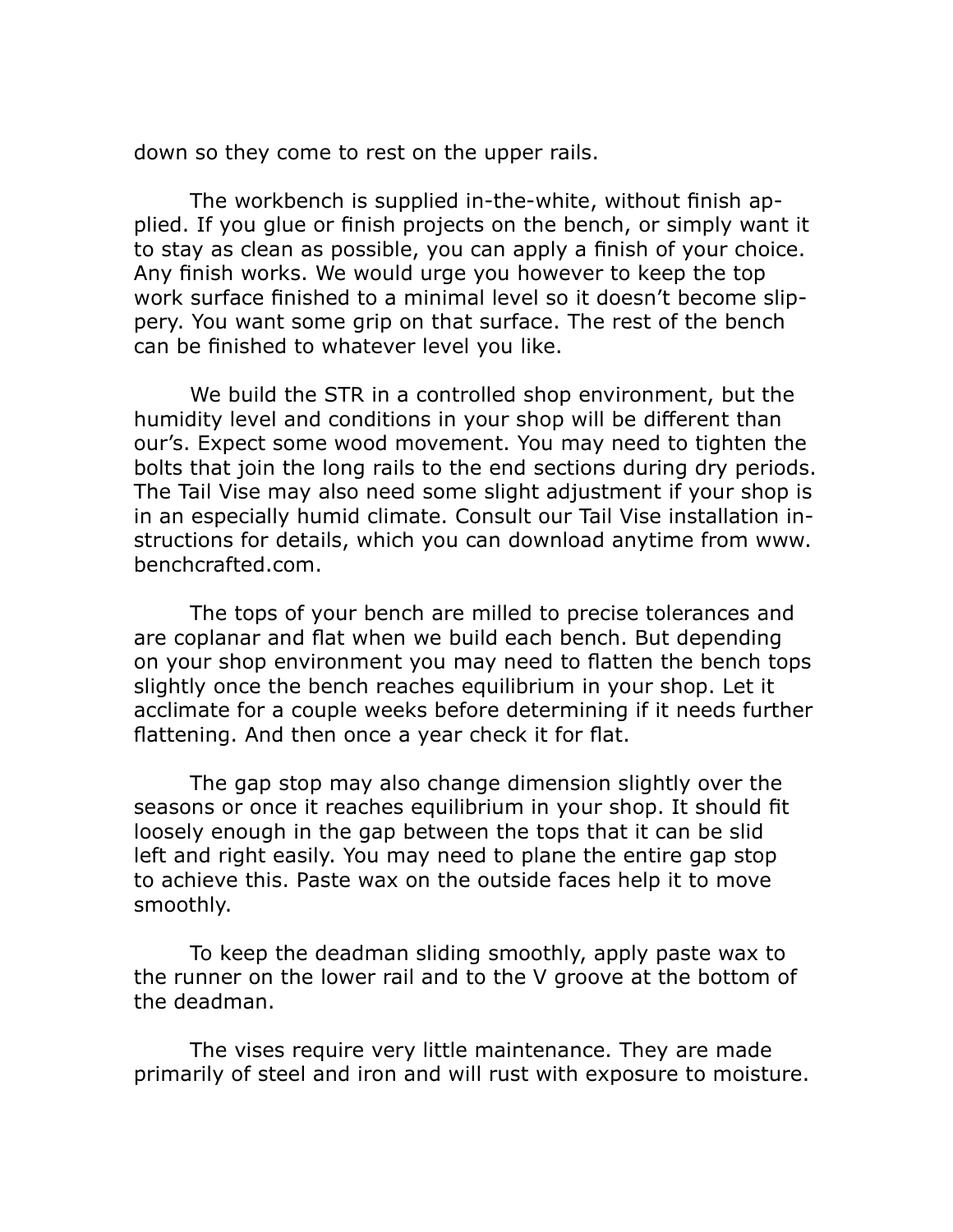down so they come to rest on the upper rails.

The workbench is supplied in-the-white, without finish applied. If you glue or finish projects on the bench, or simply want it to stay as clean as possible, you can apply a finish of your choice. Any finish works. We would urge you however to keep the top work surface finished to a minimal level so it doesn't become slippery. You want some grip on that surface. The rest of the bench can be finished to whatever level you like.

We build the STR in a controlled shop environment, but the humidity level and conditions in your shop will be different than our's. Expect some wood movement. You may need to tighten the bolts that join the long rails to the end sections during dry periods. The Tail Vise may also need some slight adjustment if your shop is in an especially humid climate. Consult our Tail Vise installation instructions for details, which you can download anytime from www.benchcrafted.com.

The tops of your bench are milled to precise tolerances and are coplanar and flat when we build each bench. But depending on your shop environment you may need to flatten the bench tops slightly once the bench reaches equilibrium in your shop. Let it acclimate for a couple weeks before determining if it needs further flattening. And then once a year check it for flat.

The gap stop may also change dimension slightly over the seasons or once it reaches equilibrium in your shop. It should fit loosely enough in the gap between the tops that it can be slid left and right easily. You may need to plane the entire gap stop to achieve this. Paste wax on the outside faces help it to move smoothly.

To keep the deadman sliding smoothly, apply paste wax to the runner on the lower rail and to the V groove at the bottom of the deadman.

The vises require very little maintenance. They are made primarily of steel and iron and will rust with exposure to moisture.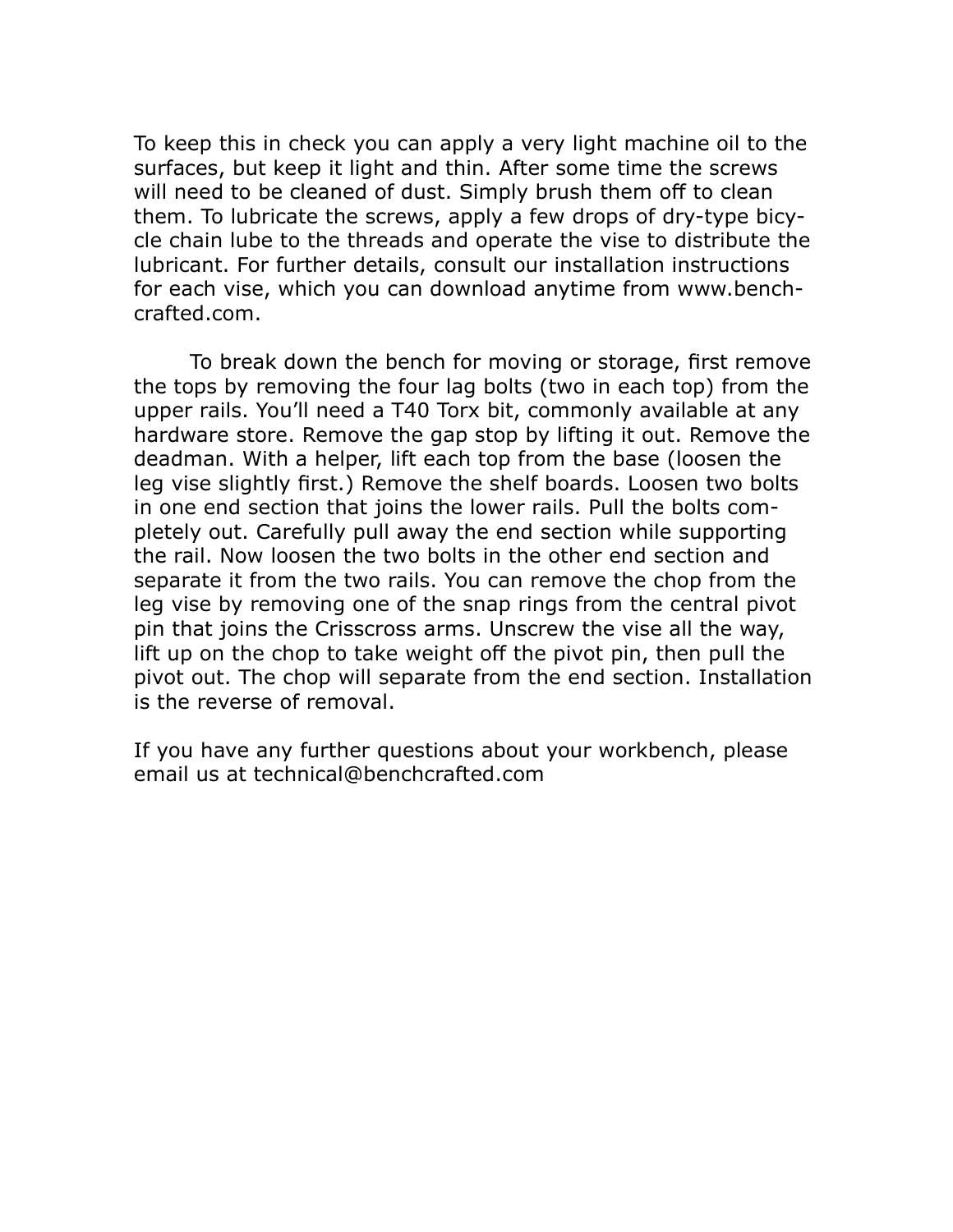To keep this in check you can apply a very light machine oil to the surfaces, but keep it light and thin. After some time the screws will need to be cleaned of dust. Simply brush them off to clean them. To lubricate the screws, apply a few drops of dry-type bicycle chain lube to the threads and operate the vise to distribute the lubricant. For further details, consult our installation instructions for each vise, which you can download anytime from www.benchcrafted.com.

To break down the bench for moving or storage, first remove the tops by removing the four lag bolts (two in each top) from the upper rails. You'll need a T40 Torx bit, commonly available at any hardware store. Remove the gap stop by lifting it out. Remove the deadman. With a helper, lift each top from the base (loosen the leg vise slightly first.) Remove the shelf boards. Loosen two bolts in one end section that joins the lower rails. Pull the bolts completely out. Carefully pull away the end section while supporting the rail. Now loosen the two bolts in the other end section and separate it from the two rails. You can remove the chop from the leg vise by removing one of the snap rings from the central pivot pin that joins the Crisscross arms. Unscrew the vise all the way, lift up on the chop to take weight off the pivot pin, then pull the pivot out. The chop will separate from the end section. Installation is the reverse of removal.

If you have any further questions about your workbench, please email us at technical@benchcrafted.com